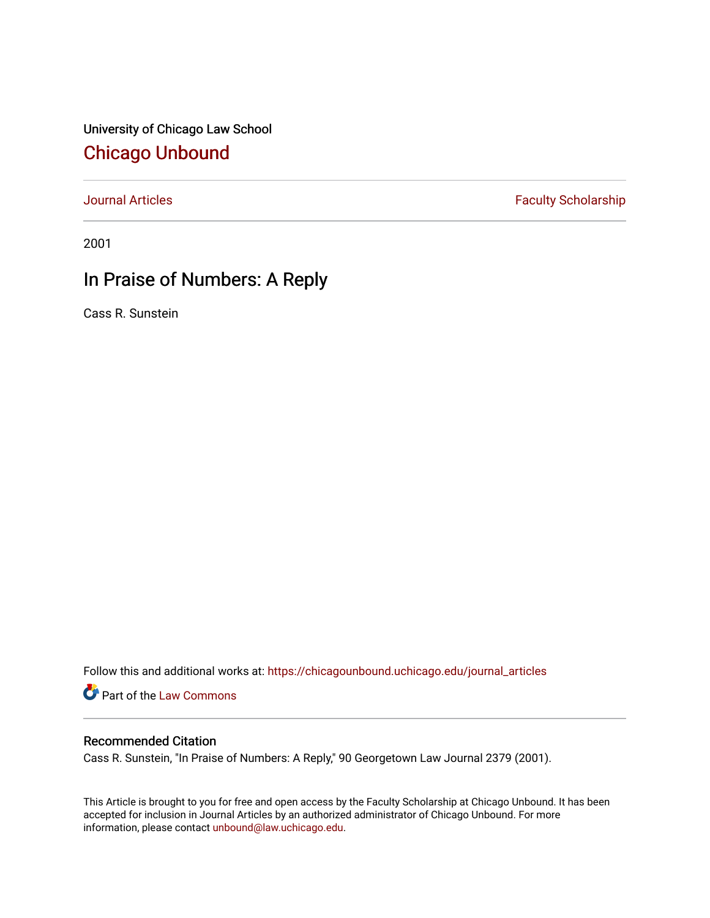University of Chicago Law School

## Chicago Unbound

Journal Articles | Faculty Scholarship

2001

# In Praise of Numbers: A Reply

Cass R. Sunstein

Follow this and additional works at: https://chicagounbound.uchicago.edu/journal_articles

Part of the Law Commons

### Recommended Citation

Cass R. Sunstein, "In Praise of Numbers: A Reply," 90 Georgetown Law Journal 2379 (2001).

This Article is brought to you for free and open access by the Faculty Scholarship at Chicago Unbound. It has been accepted for inclusion in Journal Articles by an authorized administrator of Chicago Unbound. For more information, please contact unbound@law.uchicago.edu.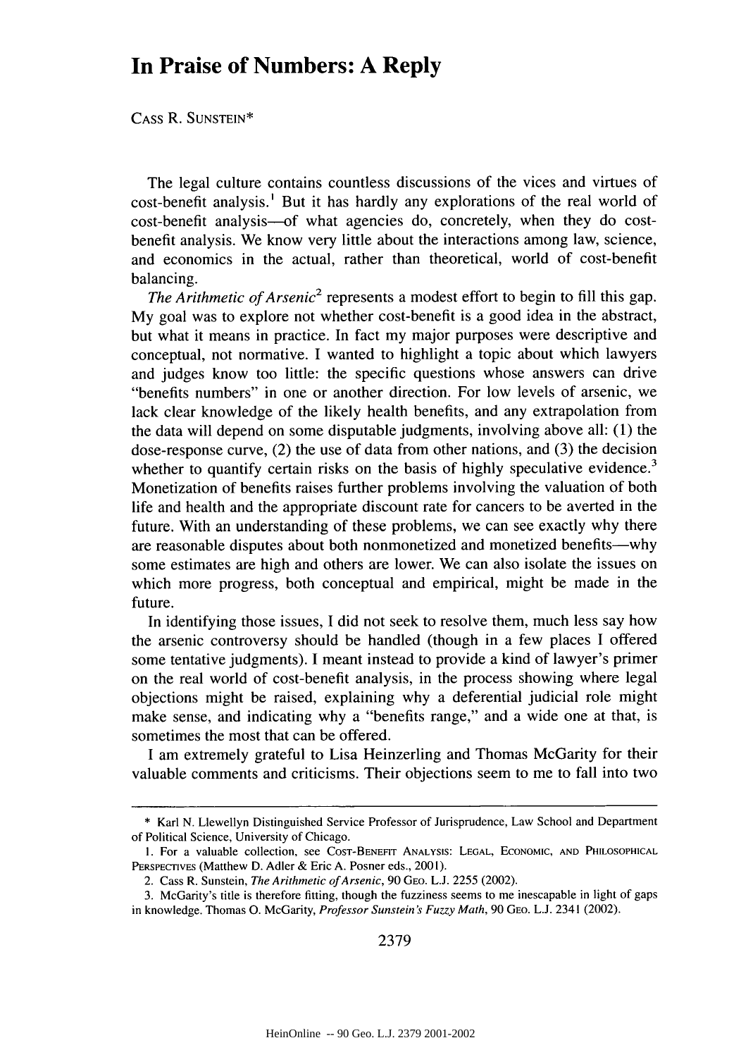# In Praise of Numbers: A Reply

Cass R. Sunstein*

The legal culture contains countless discussions of the vices and virtues of cost-benefit analysis.[1] But it has hardly any explorations of the real world of cost-benefit analysis—of what agencies do, concretely, when they do cost-benefit analysis. We know very little about the interactions among law, science, and economics in the actual, rather than theoretical, world of cost-benefit balancing.

*The Arithmetic of Arsenic*[2] represents a modest effort to begin to fill this gap. My goal was to explore not whether cost-benefit is a good idea in the abstract, but what it means in practice. In fact my major purposes were descriptive and conceptual, not normative. I wanted to highlight a topic about which lawyers and judges know too little: the specific questions whose answers can drive "benefits numbers" in one or another direction. For low levels of arsenic, we lack clear knowledge of the likely health benefits, and any extrapolation from the data will depend on some disputable judgments, involving above all: (1) the dose-response curve, (2) the use of data from other nations, and (3) the decision whether to quantify certain risks on the basis of highly speculative evidence.[3] Monetization of benefits raises further problems involving the valuation of both life and health and the appropriate discount rate for cancers to be averted in the future. With an understanding of these problems, we can see exactly why there are reasonable disputes about both nonmonetized and monetized benefits—why some estimates are high and others are lower. We can also isolate the issues on which more progress, both conceptual and empirical, might be made in the future.

In identifying those issues, I did not seek to resolve them, much less say how the arsenic controversy should be handled (though in a few places I offered some tentative judgments). I meant instead to provide a kind of lawyer's primer on the real world of cost-benefit analysis, in the process showing where legal objections might be raised, explaining why a deferential judicial role might make sense, and indicating why a "benefits range," and a wide one at that, is sometimes the most that can be offered.

I am extremely grateful to Lisa Heinzerling and Thomas McGarity for their valuable comments and criticisms. Their objections seem to me to fall into two

---

\* Karl N. Llewellyn Distinguished Service Professor of Jurisprudence, Law School and Department of Political Science, University of Chicago.

1. For a valuable collection, see Cost-Benefit Analysis: Legal, Economic, and Philosophical Perspectives (Matthew D. Adler & Eric A. Posner eds., 2001).

2. Cass R. Sunstein, *The Arithmetic of Arsenic*, 90 Geo. L.J. 2255 (2002).

3. McGarity's title is therefore fitting, though the fuzziness seems to me inescapable in light of gaps in knowledge. Thomas O. McGarity, *Professor Sunstein's Fuzzy Math*, 90 Geo. L.J. 2341 (2002).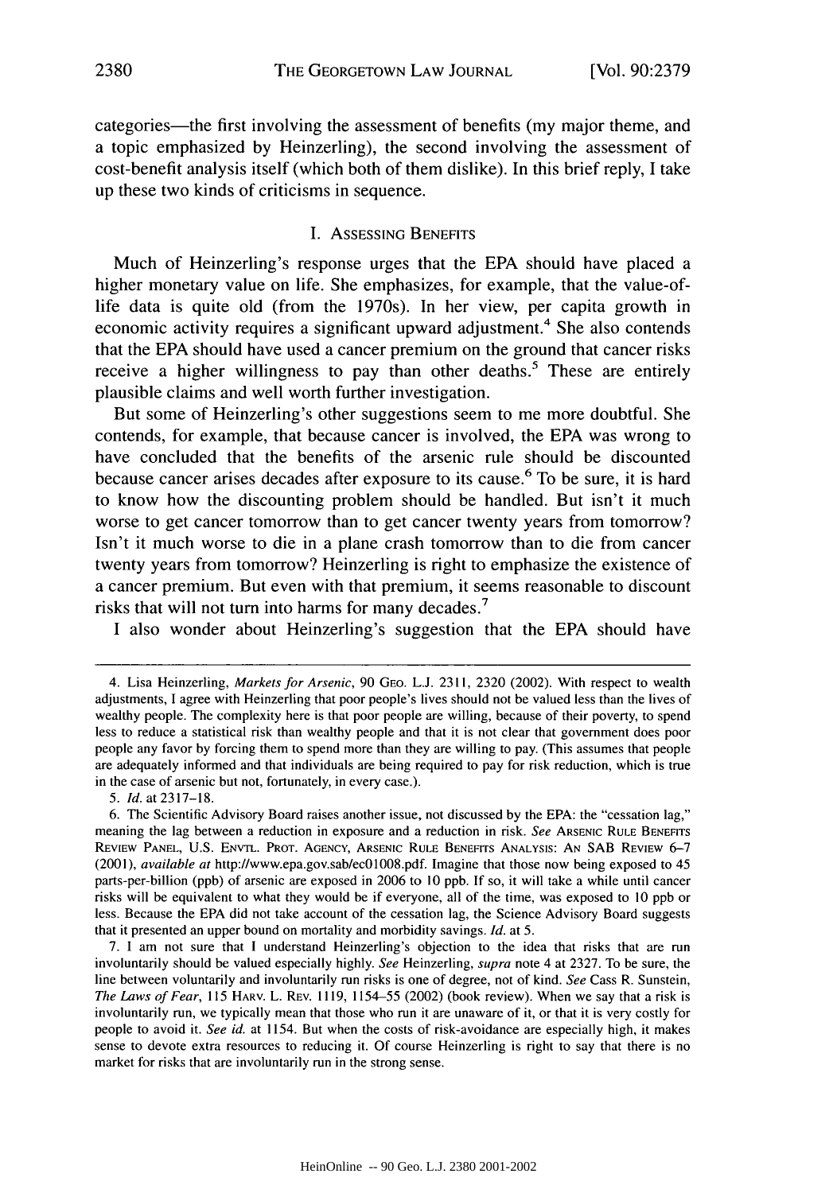categories—the first involving the assessment of benefits (my major theme, and a topic emphasized by Heinzerling), the second involving the assessment of cost-benefit analysis itself (which both of them dislike). In this brief reply, I take up these two kinds of criticisms in sequence.

## I. Assessing Benefits

Much of Heinzerling's response urges that the EPA should have placed a higher monetary value on life. She emphasizes, for example, that the value-of-life data is quite old (from the 1970s). In her view, per capita growth in economic activity requires a significant upward adjustment.[4] She also contends that the EPA should have used a cancer premium on the ground that cancer risks receive a higher willingness to pay than other deaths.[5] These are entirely plausible claims and well worth further investigation.

But some of Heinzerling's other suggestions seem to me more doubtful. She contends, for example, that because cancer is involved, the EPA was wrong to have concluded that the benefits of the arsenic rule should be discounted because cancer arises decades after exposure to its cause.[6] To be sure, it is hard to know how the discounting problem should be handled. But isn't it much worse to get cancer tomorrow than to get cancer twenty years from tomorrow? Isn't it much worse to die in a plane crash tomorrow than to die from cancer twenty years from tomorrow? Heinzerling is right to emphasize the existence of a cancer premium. But even with that premium, it seems reasonable to discount risks that will not turn into harms for many decades.[7]

I also wonder about Heinzerling's suggestion that the EPA should have

---

4. Lisa Heinzerling, *Markets for Arsenic*, 90 Geo. L.J. 2311, 2320 (2002). With respect to wealth adjustments, I agree with Heinzerling that poor people's lives should not be valued less than the lives of wealthy people. The complexity here is that poor people are willing, because of their poverty, to spend less to reduce a statistical risk than wealthy people and that it is not clear that government does poor people any favor by forcing them to spend more than they are willing to pay. (This assumes that people are adequately informed and that individuals are being required to pay for risk reduction, which is true in the case of arsenic but not, fortunately, in every case.).

5. *Id.* at 2317–18.

6. The Scientific Advisory Board raises another issue, not discussed by the EPA: the "cessation lag," meaning the lag between a reduction in exposure and a reduction in risk. *See* Arsenic Rule Benefits Review Panel, U.S. Envtl. Prot. Agency, Arsenic Rule Benefits Analysis: An SAB Review 6–7 (2001), *available at* http://www.epa.gov.sab/ec01008.pdf. Imagine that those now being exposed to 45 parts-per-billion (ppb) of arsenic are exposed in 2006 to 10 ppb. If so, it will take a while until cancer risks will be equivalent to what they would be if everyone, all of the time, was exposed to 10 ppb or less. Because the EPA did not take account of the cessation lag, the Science Advisory Board suggests that it presented an upper bound on mortality and morbidity savings. *Id.* at 5.

7. I am not sure that I understand Heinzerling's objection to the idea that risks that are run involuntarily should be valued especially highly. *See* Heinzerling, *supra* note 4 at 2327. To be sure, the line between voluntarily and involuntarily run risks is one of degree, not of kind. *See* Cass R. Sunstein, *The Laws of Fear*, 115 Harv. L. Rev. 1119, 1154–55 (2002) (book review). When we say that a risk is involuntarily run, we typically mean that those who run it are unaware of it, or that it is very costly for people to avoid it. *See id.* at 1154. But when the costs of risk-avoidance are especially high, it makes sense to devote extra resources to reducing it. Of course Heinzerling is right to say that there is no market for risks that are involuntarily run in the strong sense.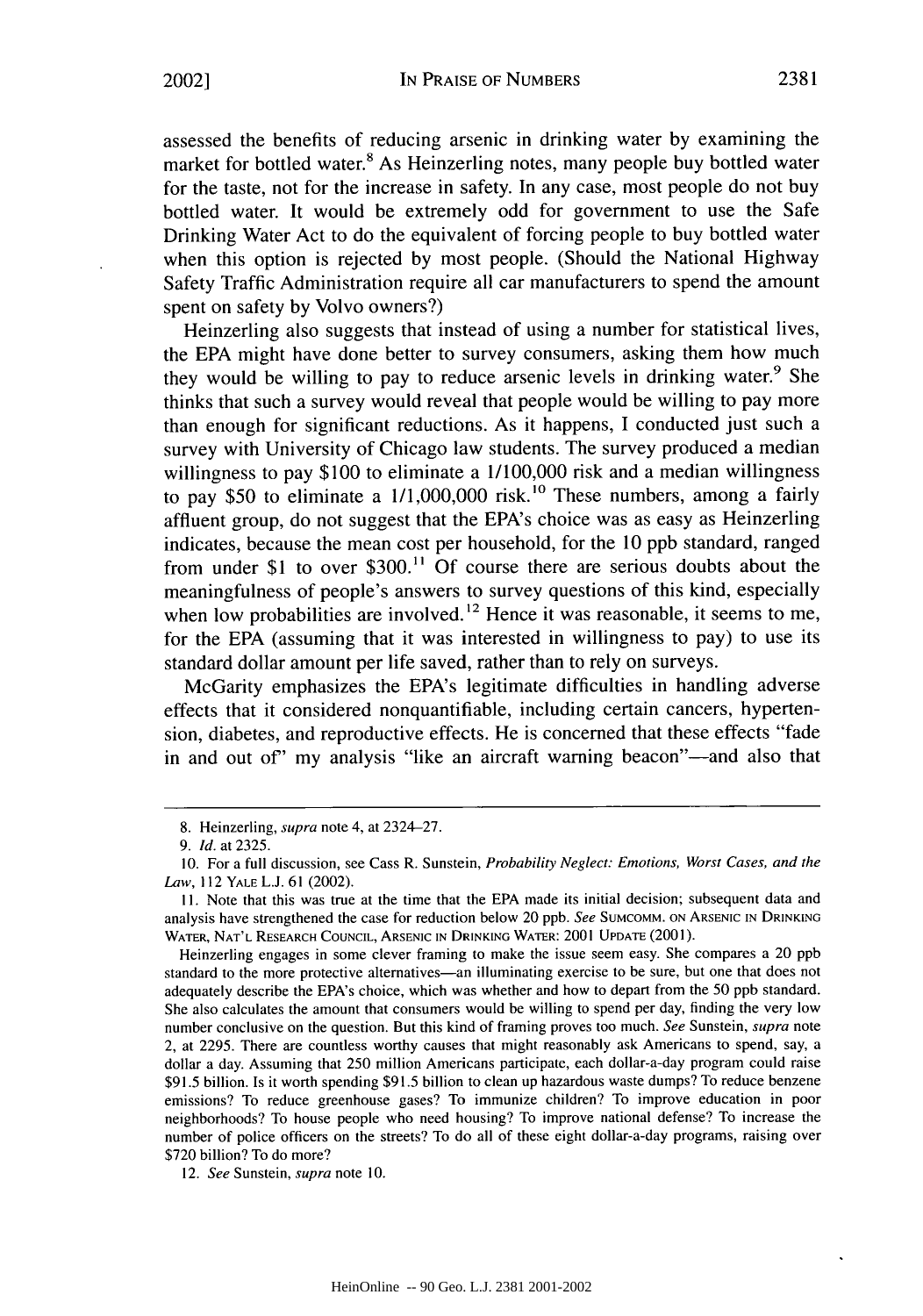assessed the benefits of reducing arsenic in drinking water by examining the market for bottled water.[8] As Heinzerling notes, many people buy bottled water for the taste, not for the increase in safety. In any case, most people do not buy bottled water. It would be extremely odd for government to use the Safe Drinking Water Act to do the equivalent of forcing people to buy bottled water when this option is rejected by most people. (Should the National Highway Safety Traffic Administration require all car manufacturers to spend the amount spent on safety by Volvo owners?)

Heinzerling also suggests that instead of using a number for statistical lives, the EPA might have done better to survey consumers, asking them how much they would be willing to pay to reduce arsenic levels in drinking water.[9] She thinks that such a survey would reveal that people would be willing to pay more than enough for significant reductions. As it happens, I conducted just such a survey with University of Chicago law students. The survey produced a median willingness to pay $100 to eliminate a 1/100,000 risk and a median willingness to pay $50 to eliminate a 1/1,000,000 risk.[10] These numbers, among a fairly affluent group, do not suggest that the EPA's choice was as easy as Heinzerling indicates, because the mean cost per household, for the 10 ppb standard, ranged from under $1 to over $300.[11] Of course there are serious doubts about the meaningfulness of people's answers to survey questions of this kind, especially when low probabilities are involved.[12] Hence it was reasonable, it seems to me, for the EPA (assuming that it was interested in willingness to pay) to use its standard dollar amount per life saved, rather than to rely on surveys.

McGarity emphasizes the EPA's legitimate difficulties in handling adverse effects that it considered nonquantifiable, including certain cancers, hypertension, diabetes, and reproductive effects. He is concerned that these effects "fade in and out of" my analysis "like an aircraft warning beacon"—and also that

---

8. Heinzerling, *supra* note 4, at 2324–27.

9. *Id.* at 2325.

10. For a full discussion, see Cass R. Sunstein, *Probability Neglect: Emotions, Worst Cases, and the Law*, 112 YALE L.J. 61 (2002).

11. Note that this was true at the time that the EPA made its initial decision; subsequent data and analysis have strengthened the case for reduction below 20 ppb. *See* SUMCOMM. ON ARSENIC IN DRINKING WATER, NAT'L RESEARCH COUNCIL, ARSENIC IN DRINKING WATER: 2001 UPDATE (2001).

Heinzerling engages in some clever framing to make the issue seem easy. She compares a 20 ppb standard to the more protective alternatives—an illuminating exercise to be sure, but one that does not adequately describe the EPA's choice, which was whether and how to depart from the 50 ppb standard. She also calculates the amount that consumers would be willing to spend per day, finding the very low number conclusive on the question. But this kind of framing proves too much. *See* Sunstein, *supra* note 2, at 2295. There are countless worthy causes that might reasonably ask Americans to spend, say, a dollar a day. Assuming that 250 million Americans participate, each dollar-a-day program could raise $91.5 billion. Is it worth spending $91.5 billion to clean up hazardous waste dumps? To reduce benzene emissions? To reduce greenhouse gases? To immunize children? To improve education in poor neighborhoods? To house people who need housing? To improve national defense? To increase the number of police officers on the streets? To do all of these eight dollar-a-day programs, raising over $720 billion? To do more?

12. *See* Sunstein, *supra* note 10.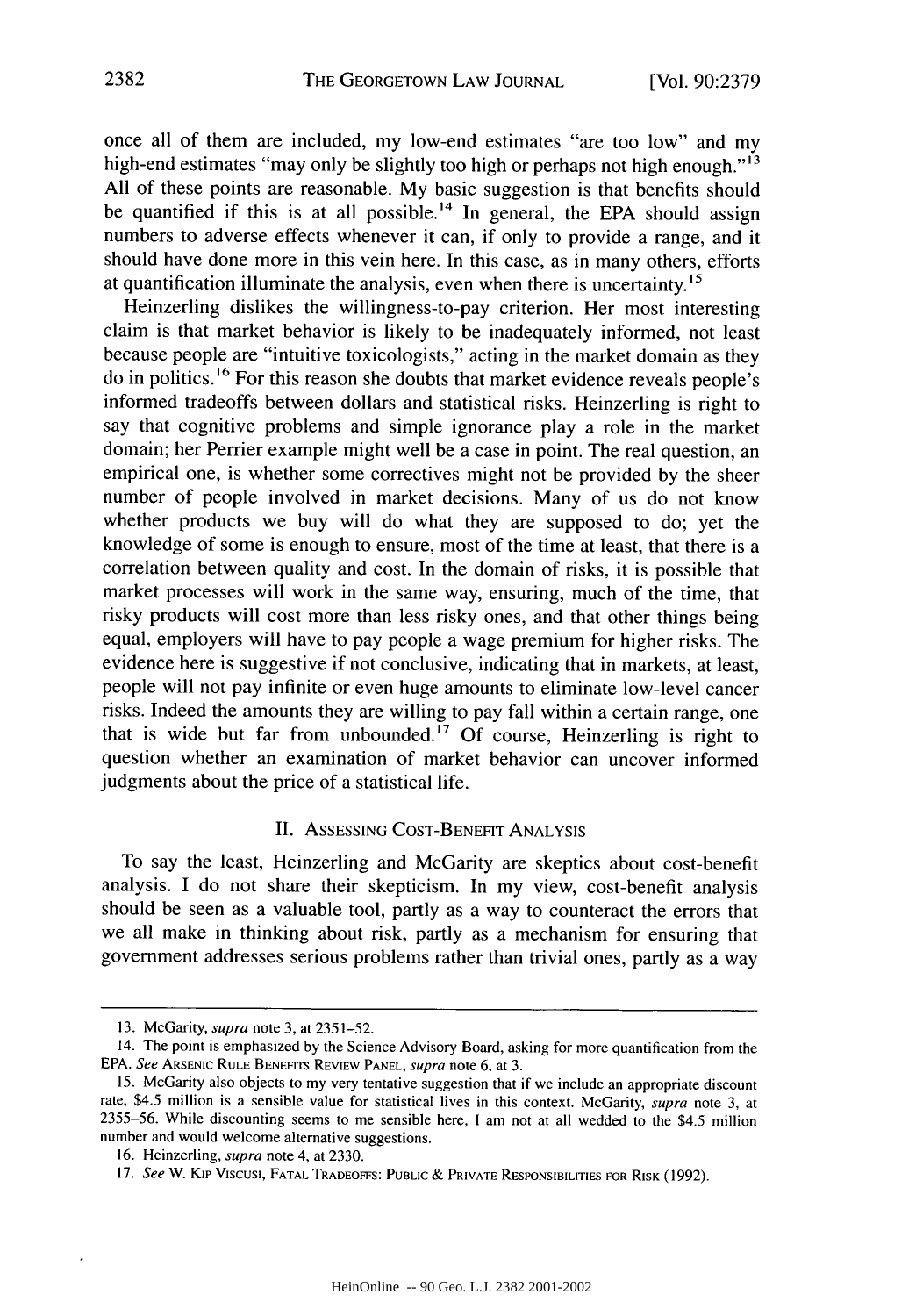once all of them are included, my low-end estimates "are too low" and my high-end estimates "may only be slightly too high or perhaps not high enough."[13] All of these points are reasonable. My basic suggestion is that benefits should be quantified if this is at all possible.[14] In general, the EPA should assign numbers to adverse effects whenever it can, if only to provide a range, and it should have done more in this vein here. In this case, as in many others, efforts at quantification illuminate the analysis, even when there is uncertainty.[15]

Heinzerling dislikes the willingness-to-pay criterion. Her most interesting claim is that market behavior is likely to be inadequately informed, not least because people are "intuitive toxicologists," acting in the market domain as they do in politics.[16] For this reason she doubts that market evidence reveals people's informed tradeoffs between dollars and statistical risks. Heinzerling is right to say that cognitive problems and simple ignorance play a role in the market domain; her Perrier example might well be a case in point. The real question, an empirical one, is whether some correctives might not be provided by the sheer number of people involved in market decisions. Many of us do not know whether products we buy will do what they are supposed to do; yet the knowledge of some is enough to ensure, most of the time at least, that there is a correlation between quality and cost. In the domain of risks, it is possible that market processes will work in the same way, ensuring, much of the time, that risky products will cost more than less risky ones, and that other things being equal, employers will have to pay people a wage premium for higher risks. The evidence here is suggestive if not conclusive, indicating that in markets, at least, people will not pay infinite or even huge amounts to eliminate low-level cancer risks. Indeed the amounts they are willing to pay fall within a certain range, one that is wide but far from unbounded.[17] Of course, Heinzerling is right to question whether an examination of market behavior can uncover informed judgments about the price of a statistical life.

## II. Assessing Cost-Benefit Analysis

To say the least, Heinzerling and McGarity are skeptics about cost-benefit analysis. I do not share their skepticism. In my view, cost-benefit analysis should be seen as a valuable tool, partly as a way to counteract the errors that we all make in thinking about risk, partly as a mechanism for ensuring that government addresses serious problems rather than trivial ones, partly as a way

---

13. McGarity, *supra* note 3, at 2351–52.

14. The point is emphasized by the Science Advisory Board, asking for more quantification from the EPA. *See* Arsenic Rule Benefits Review Panel, *supra* note 6, at 3.

15. McGarity also objects to my very tentative suggestion that if we include an appropriate discount rate, \$4.5 million is a sensible value for statistical lives in this context. McGarity, *supra* note 3, at 2355–56. While discounting seems to me sensible here, I am not at all wedded to the \$4.5 million number and would welcome alternative suggestions.

16. Heinzerling, *supra* note 4, at 2330.

17. *See* W. Kip Viscusi, Fatal Tradeoffs: Public & Private Responsibilities for Risk (1992).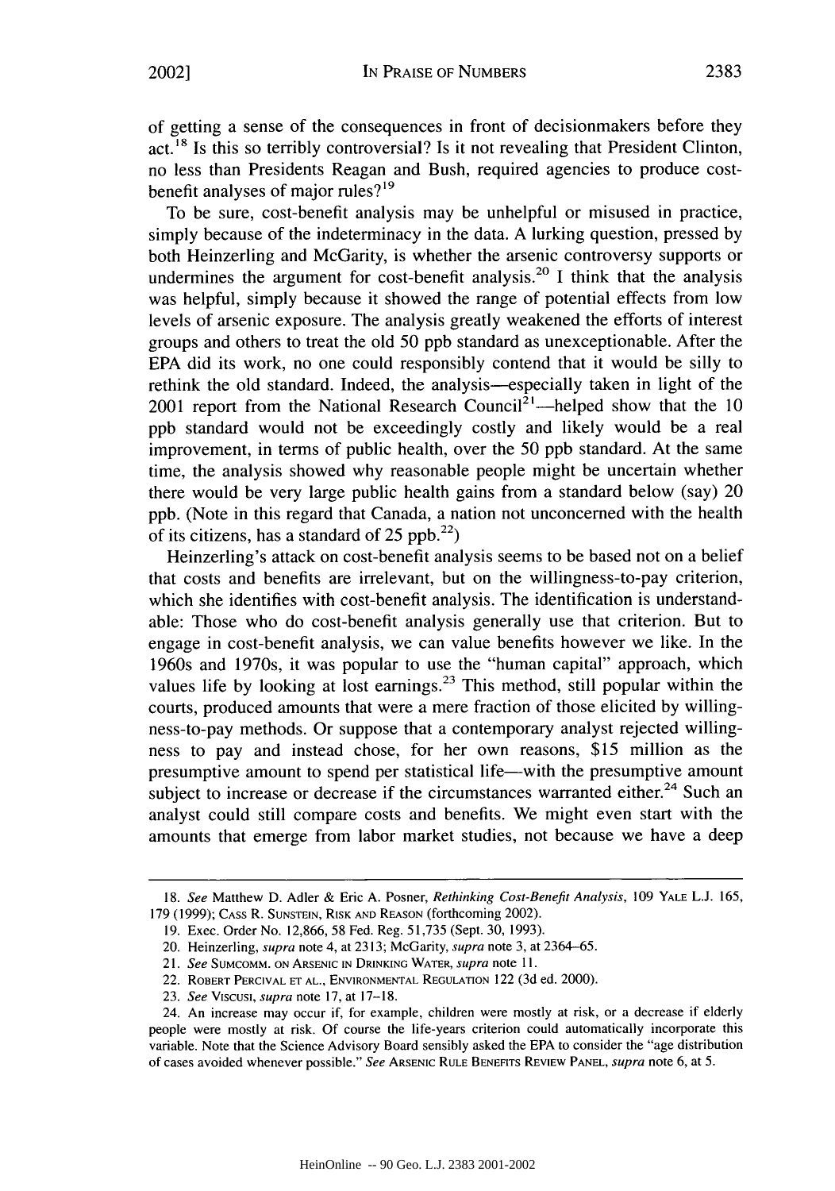of getting a sense of the consequences in front of decisionmakers before they act.[18] Is this so terribly controversial? Is it not revealing that President Clinton, no less than Presidents Reagan and Bush, required agencies to produce cost-benefit analyses of major rules?[19]

To be sure, cost-benefit analysis may be unhelpful or misused in practice, simply because of the indeterminacy in the data. A lurking question, pressed by both Heinzerling and McGarity, is whether the arsenic controversy supports or undermines the argument for cost-benefit analysis.[20] I think that the analysis was helpful, simply because it showed the range of potential effects from low levels of arsenic exposure. The analysis greatly weakened the efforts of interest groups and others to treat the old 50 ppb standard as unexceptionable. After the EPA did its work, no one could responsibly contend that it would be silly to rethink the old standard. Indeed, the analysis—especially taken in light of the 2001 report from the National Research Council[21]—helped show that the 10 ppb standard would not be exceedingly costly and likely would be a real improvement, in terms of public health, over the 50 ppb standard. At the same time, the analysis showed why reasonable people might be uncertain whether there would be very large public health gains from a standard below (say) 20 ppb. (Note in this regard that Canada, a nation not unconcerned with the health of its citizens, has a standard of 25 ppb.[22])

Heinzerling's attack on cost-benefit analysis seems to be based not on a belief that costs and benefits are irrelevant, but on the willingness-to-pay criterion, which she identifies with cost-benefit analysis. The identification is understandable: Those who do cost-benefit analysis generally use that criterion. But to engage in cost-benefit analysis, we can value benefits however we like. In the 1960s and 1970s, it was popular to use the "human capital" approach, which values life by looking at lost earnings.[23] This method, still popular within the courts, produced amounts that were a mere fraction of those elicited by willingness-to-pay methods. Or suppose that a contemporary analyst rejected willingness to pay and instead chose, for her own reasons, $15 million as the presumptive amount to spend per statistical life—with the presumptive amount subject to increase or decrease if the circumstances warranted either.[24] Such an analyst could still compare costs and benefits. We might even start with the amounts that emerge from labor market studies, not because we have a deep

---

18. *See* Matthew D. Adler & Eric A. Posner, *Rethinking Cost-Benefit Analysis*, 109 YALE L.J. 165, 179 (1999); CASS R. SUNSTEIN, RISK AND REASON (forthcoming 2002).

19. Exec. Order No. 12,866, 58 Fed. Reg. 51,735 (Sept. 30, 1993).

20. Heinzerling, *supra* note 4, at 2313; McGarity, *supra* note 3, at 2364–65.

21. *See* SUMCOMM. ON ARSENIC IN DRINKING WATER, *supra* note 11.

22. ROBERT PERCIVAL ET AL., ENVIRONMENTAL REGULATION 122 (3d ed. 2000).

23. *See* VISCUSI, *supra* note 17, at 17–18.

24. An increase may occur if, for example, children were mostly at risk, or a decrease if elderly people were mostly at risk. Of course the life-years criterion could automatically incorporate this variable. Note that the Science Advisory Board sensibly asked the EPA to consider the "age distribution of cases avoided whenever possible." *See* ARSENIC RULE BENEFITS REVIEW PANEL, *supra* note 6, at 5.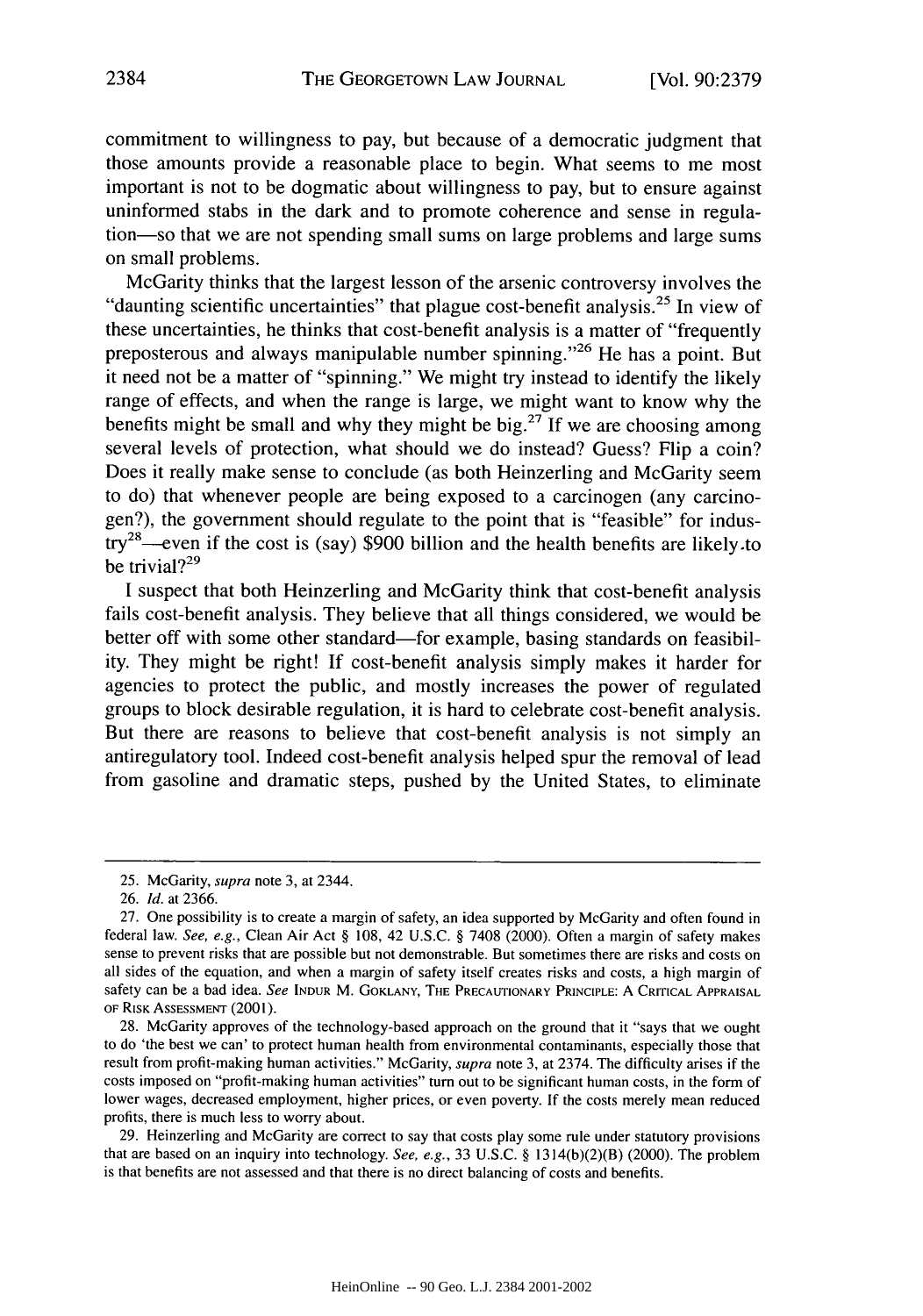commitment to willingness to pay, but because of a democratic judgment that those amounts provide a reasonable place to begin. What seems to me most important is not to be dogmatic about willingness to pay, but to ensure against uninformed stabs in the dark and to promote coherence and sense in regulation—so that we are not spending small sums on large problems and large sums on small problems.

McGarity thinks that the largest lesson of the arsenic controversy involves the "daunting scientific uncertainties" that plague cost-benefit analysis.[25] In view of these uncertainties, he thinks that cost-benefit analysis is a matter of "frequently preposterous and always manipulable number spinning."[26] He has a point. But it need not be a matter of "spinning." We might try instead to identify the likely range of effects, and when the range is large, we might want to know why the benefits might be small and why they might be big.[27] If we are choosing among several levels of protection, what should we do instead? Guess? Flip a coin? Does it really make sense to conclude (as both Heinzerling and McGarity seem to do) that whenever people are being exposed to a carcinogen (any carcinogen?), the government should regulate to the point that is "feasible" for industry[28]—even if the cost is (say) $900 billion and the health benefits are likely to be trivial?[29]

I suspect that both Heinzerling and McGarity think that cost-benefit analysis fails cost-benefit analysis. They believe that all things considered, we would be better off with some other standard—for example, basing standards on feasibility. They might be right! If cost-benefit analysis simply makes it harder for agencies to protect the public, and mostly increases the power of regulated groups to block desirable regulation, it is hard to celebrate cost-benefit analysis. But there are reasons to believe that cost-benefit analysis is not simply an antiregulatory tool. Indeed cost-benefit analysis helped spur the removal of lead from gasoline and dramatic steps, pushed by the United States, to eliminate

---

25. McGarity, *supra* note 3, at 2344.

26. *Id.* at 2366.

27. One possibility is to create a margin of safety, an idea supported by McGarity and often found in federal law. *See, e.g.*, Clean Air Act § 108, 42 U.S.C. § 7408 (2000). Often a margin of safety makes sense to prevent risks that are possible but not demonstrable. But sometimes there are risks and costs on all sides of the equation, and when a margin of safety itself creates risks and costs, a high margin of safety can be a bad idea. *See* INDUR M. GOKLANY, THE PRECAUTIONARY PRINCIPLE: A CRITICAL APPRAISAL OF RISK ASSESSMENT (2001).

28. McGarity approves of the technology-based approach on the ground that it "says that we ought to do 'the best we can' to protect human health from environmental contaminants, especially those that result from profit-making human activities." McGarity, *supra* note 3, at 2374. The difficulty arises if the costs imposed on "profit-making human activities" turn out to be significant human costs, in the form of lower wages, decreased employment, higher prices, or even poverty. If the costs merely mean reduced profits, there is much less to worry about.

29. Heinzerling and McGarity are correct to say that costs play some rule under statutory provisions that are based on an inquiry into technology. *See, e.g.*, 33 U.S.C. § 1314(b)(2)(B) (2000). The problem is that benefits are not assessed and that there is no direct balancing of costs and benefits.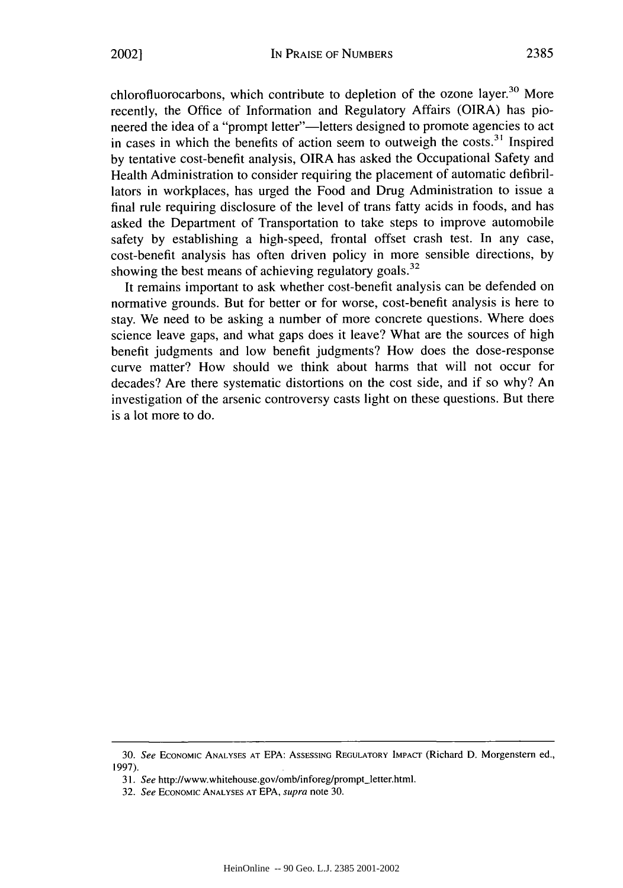chlorofluorocarbons, which contribute to depletion of the ozone layer.[30] More recently, the Office of Information and Regulatory Affairs (OIRA) has pioneered the idea of a "prompt letter"—letters designed to promote agencies to act in cases in which the benefits of action seem to outweigh the costs.[31] Inspired by tentative cost-benefit analysis, OIRA has asked the Occupational Safety and Health Administration to consider requiring the placement of automatic defibrillators in workplaces, has urged the Food and Drug Administration to issue a final rule requiring disclosure of the level of trans fatty acids in foods, and has asked the Department of Transportation to take steps to improve automobile safety by establishing a high-speed, frontal offset crash test. In any case, cost-benefit analysis has often driven policy in more sensible directions, by showing the best means of achieving regulatory goals.[32]

It remains important to ask whether cost-benefit analysis can be defended on normative grounds. But for better or for worse, cost-benefit analysis is here to stay. We need to be asking a number of more concrete questions. Where does science leave gaps, and what gaps does it leave? What are the sources of high benefit judgments and low benefit judgments? How does the dose-response curve matter? How should we think about harms that will not occur for decades? Are there systematic distortions on the cost side, and if so why? An investigation of the arsenic controversy casts light on these questions. But there is a lot more to do.

---

30. *See* ECONOMIC ANALYSES AT EPA: ASSESSING REGULATORY IMPACT (Richard D. Morgenstern ed., 1997).

31. *See* http://www.whitehouse.gov/omb/inforeg/prompt_letter.html.

32. *See* ECONOMIC ANALYSES AT EPA, *supra* note 30.